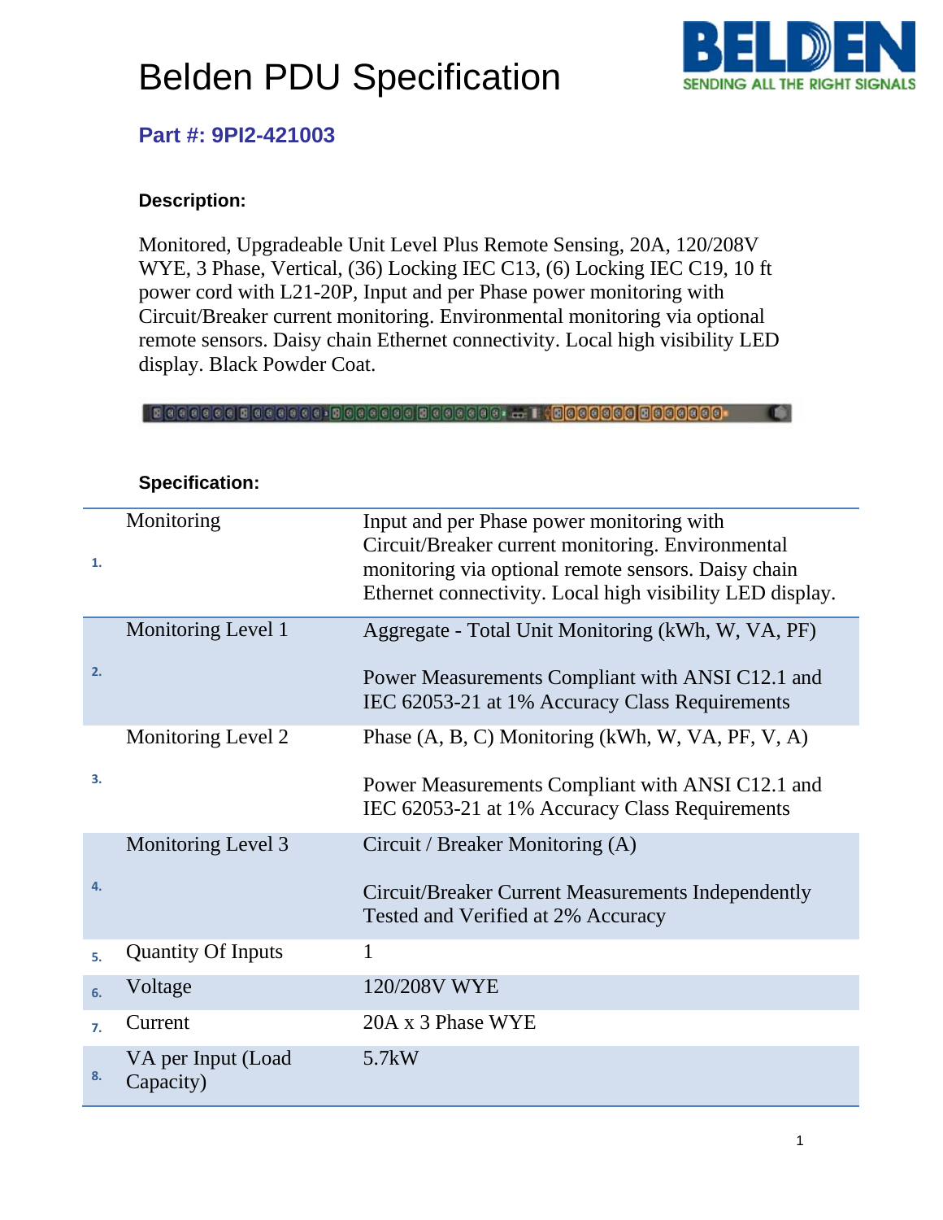# Belden PDU Specification

BELDEN
SENDING ALL THE RIGHT SIGNALS

## Part #: 9PI2-421003

**Description:**

Monitored, Upgradeable Unit Level Plus Remote Sensing, 20A, 120/208V WYE, 3 Phase, Vertical, (36) Locking IEC C13, (6) Locking IEC C19, 10 ft power cord with L21-20P, Input and per Phase power monitoring with Circuit/Breaker current monitoring. Environmental monitoring via optional remote sensors. Daisy chain Ethernet connectivity. Local high visibility LED display. Black Powder Coat.

**Specification:**

| | | |
|---|---|---|
| 1. | Monitoring | Input and per Phase power monitoring with Circuit/Breaker current monitoring. Environmental monitoring via optional remote sensors. Daisy chain Ethernet connectivity. Local high visibility LED display. |
| 2. | Monitoring Level 1 | Aggregate - Total Unit Monitoring (kWh, W, VA, PF)<br><br>Power Measurements Compliant with ANSI C12.1 and IEC 62053-21 at 1% Accuracy Class Requirements |
| 3. | Monitoring Level 2 | Phase (A, B, C) Monitoring (kWh, W, VA, PF, V, A)<br><br>Power Measurements Compliant with ANSI C12.1 and IEC 62053-21 at 1% Accuracy Class Requirements |
| 4. | Monitoring Level 3 | Circuit / Breaker Monitoring (A)<br><br>Circuit/Breaker Current Measurements Independently Tested and Verified at 2% Accuracy |
| 5. | Quantity Of Inputs | 1 |
| 6. | Voltage | 120/208V WYE |
| 7. | Current | 20A x 3 Phase WYE |
| 8. | VA per Input (Load Capacity) | 5.7kW |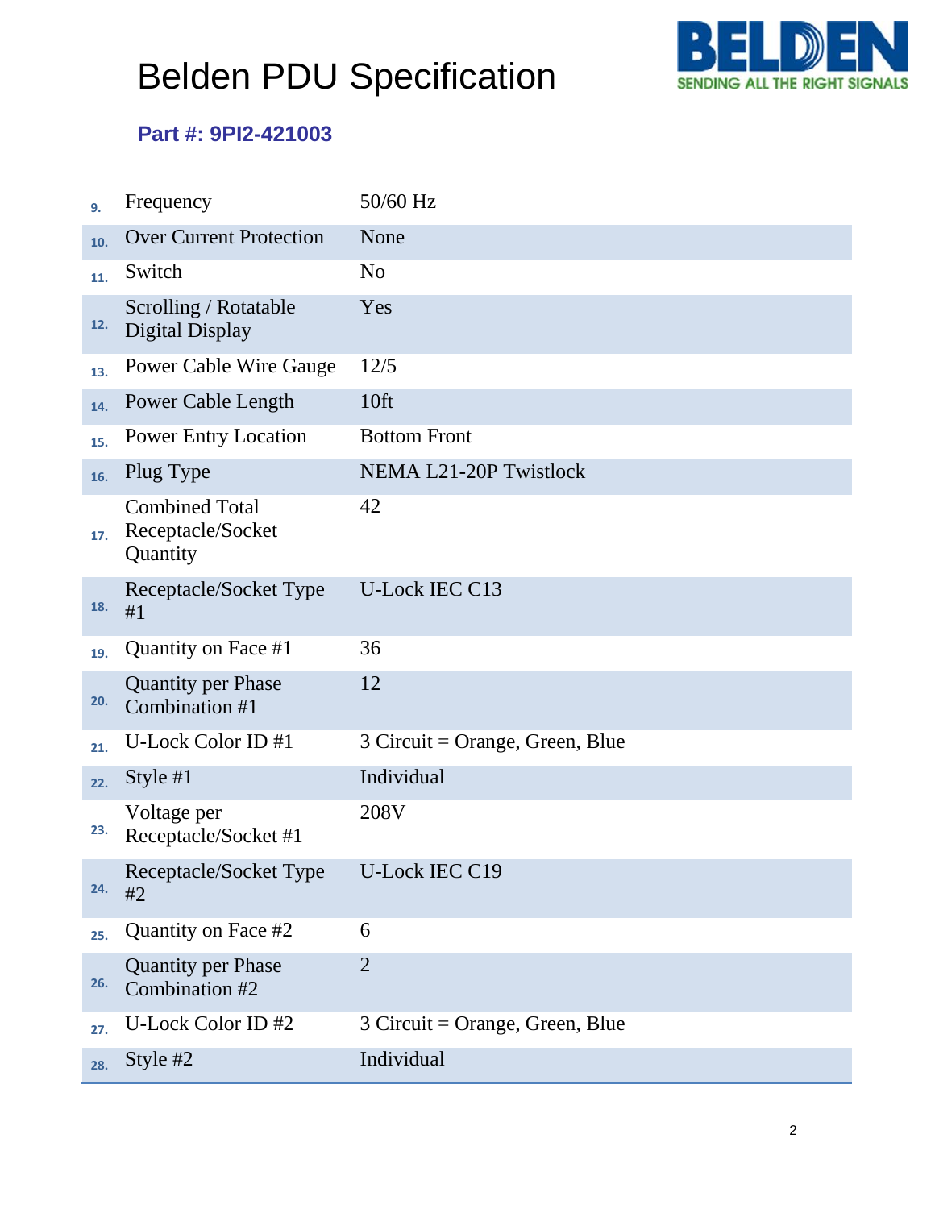# Belden PDU Specification

BELDEN
SENDING ALL THE RIGHT SIGNALS

## Part #: 9PI2-421003

| | | |
|---|---|---|
| 9. | Frequency | 50/60 Hz |
| 10. | Over Current Protection | None |
| 11. | Switch | No |
| 12. | Scrolling / Rotatable Digital Display | Yes |
| 13. | Power Cable Wire Gauge | 12/5 |
| 14. | Power Cable Length | 10ft |
| 15. | Power Entry Location | Bottom Front |
| 16. | Plug Type | NEMA L21-20P Twistlock |
| 17. | Combined Total Receptacle/Socket Quantity | 42 |
| 18. | Receptacle/Socket Type #1 | U-Lock IEC C13 |
| 19. | Quantity on Face #1 | 36 |
| 20. | Quantity per Phase Combination #1 | 12 |
| 21. | U-Lock Color ID #1 | 3 Circuit = Orange, Green, Blue |
| 22. | Style #1 | Individual |
| 23. | Voltage per Receptacle/Socket #1 | 208V |
| 24. | Receptacle/Socket Type #2 | U-Lock IEC C19 |
| 25. | Quantity on Face #2 | 6 |
| 26. | Quantity per Phase Combination #2 | 2 |
| 27. | U-Lock Color ID #2 | 3 Circuit = Orange, Green, Blue |
| 28. | Style #2 | Individual |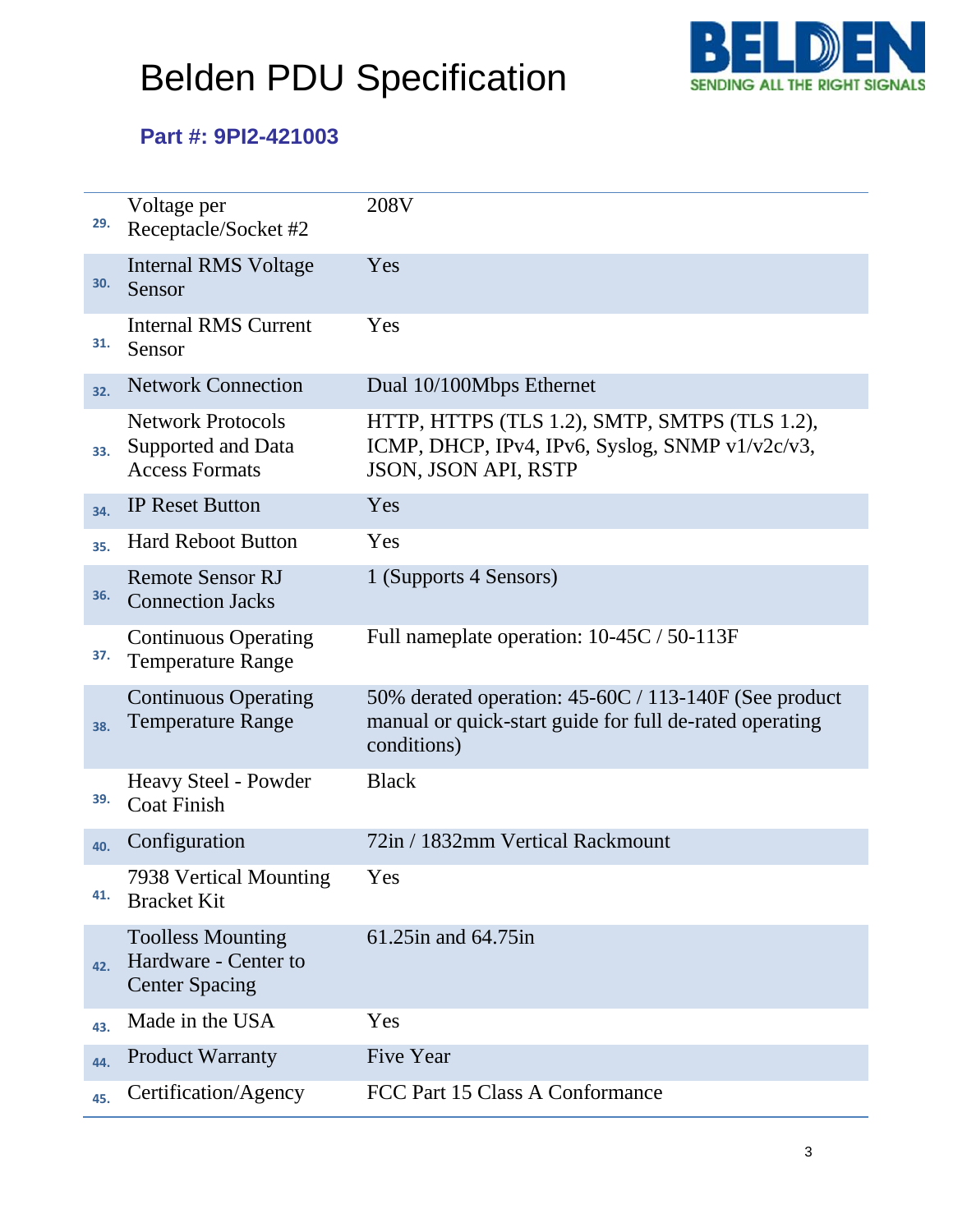# Belden PDU Specification

**Part #: 9PI2-421003**

| | | |
|---|---|---|
| 29. | Voltage per Receptacle/Socket #2 | 208V |
| 30. | Internal RMS Voltage Sensor | Yes |
| 31. | Internal RMS Current Sensor | Yes |
| 32. | Network Connection | Dual 10/100Mbps Ethernet |
| 33. | Network Protocols Supported and Data Access Formats | HTTP, HTTPS (TLS 1.2), SMTP, SMTPS (TLS 1.2), ICMP, DHCP, IPv4, IPv6, Syslog, SNMP v1/v2c/v3, JSON, JSON API, RSTP |
| 34. | IP Reset Button | Yes |
| 35. | Hard Reboot Button | Yes |
| 36. | Remote Sensor RJ Connection Jacks | 1 (Supports 4 Sensors) |
| 37. | Continuous Operating Temperature Range | Full nameplate operation: 10-45C / 50-113F |
| 38. | Continuous Operating Temperature Range | 50% derated operation: 45-60C / 113-140F (See product manual or quick-start guide for full de-rated operating conditions) |
| 39. | Heavy Steel - Powder Coat Finish | Black |
| 40. | Configuration | 72in / 1832mm Vertical Rackmount |
| 41. | 7938 Vertical Mounting Bracket Kit | Yes |
| 42. | Toolless Mounting Hardware - Center to Center Spacing | 61.25in and 64.75in |
| 43. | Made in the USA | Yes |
| 44. | Product Warranty | Five Year |
| 45. | Certification/Agency | FCC Part 15 Class A Conformance |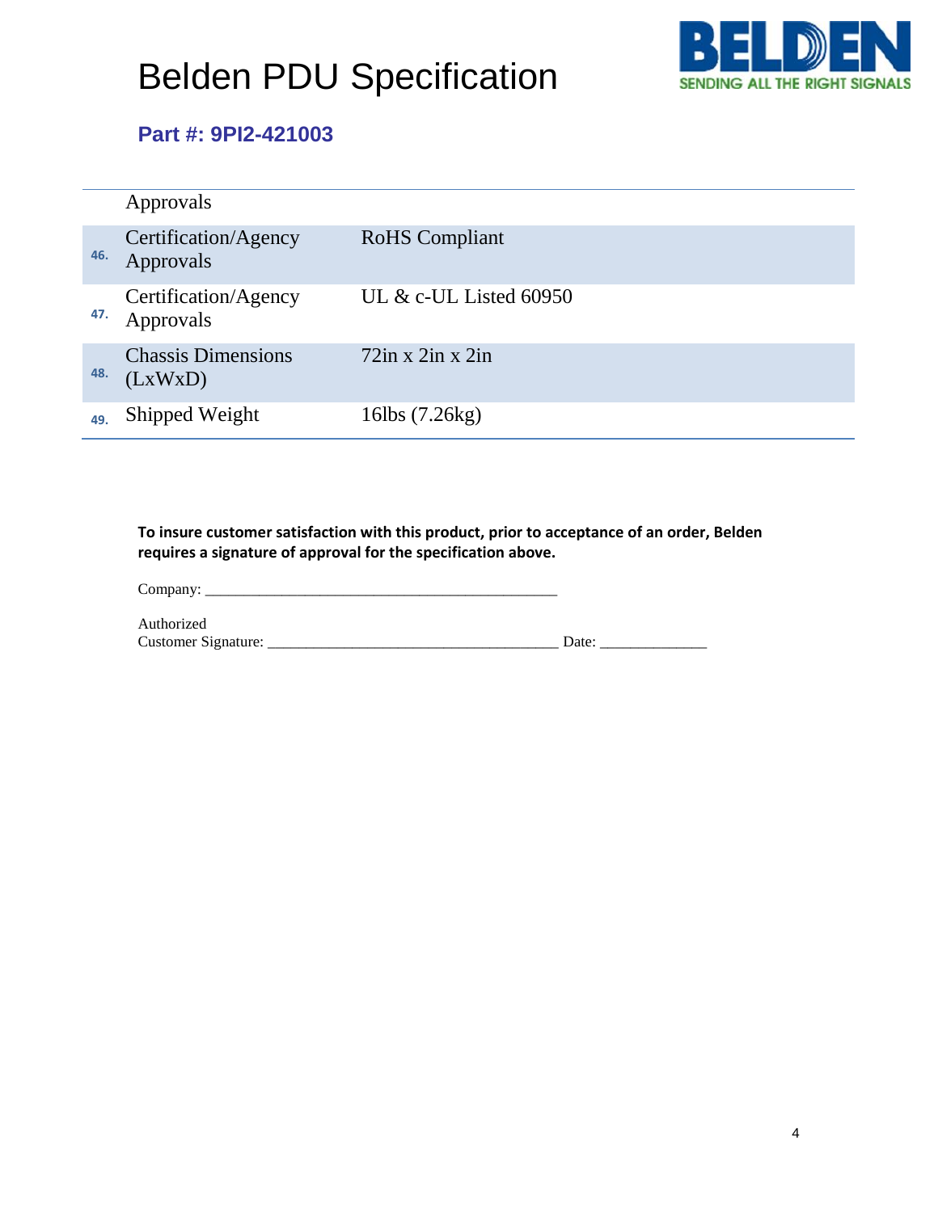# Belden PDU Specification

## Part #: 9PI2-421003

| | | |
|---|---|---|
| | Approvals | |
| 46. | Certification/Agency Approvals | RoHS Compliant |
| 47. | Certification/Agency Approvals | UL & c-UL Listed 60950 |
| 48. | Chassis Dimensions (LxWxD) | 72in x 2in x 2in |
| 49. | Shipped Weight | 16lbs (7.26kg) |

**To insure customer satisfaction with this product, prior to acceptance of an order, Belden requires a signature of approval for the specification above.**

Company: _______________________________________________

Authorized
Customer Signature: _______________________________________ Date: ______________